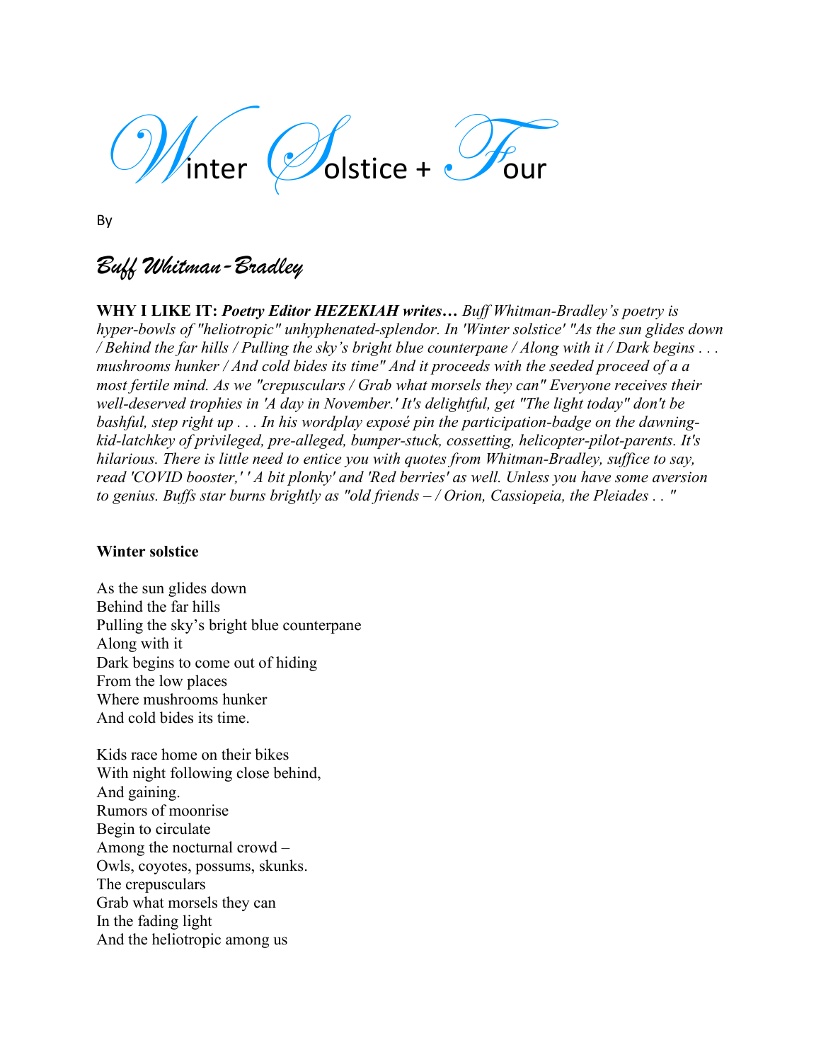# Winter Solstice + Four

By

*Buff Whitman-Bradley*

**WHY I LIKE IT:** ***Poetry Editor HEZEKIAH writes…*** *Buff Whitman-Bradley's poetry is hyper-bowls of "heliotropic" unhyphenated-splendor. In 'Winter solstice' "As the sun glides down / Behind the far hills / Pulling the sky's bright blue counterpane / Along with it / Dark begins . . . mushrooms hunker / And cold bides its time" And it proceeds with the seeded proceed of a a most fertile mind. As we "crepusculars / Grab what morsels they can" Everyone receives their well-deserved trophies in 'A day in November.' It's delightful, get "The light today" don't be bashful, step right up . . . In his wordplay exposé pin the participation-badge on the dawning-kid-latchkey of privileged, pre-alleged, bumper-stuck, cossetting, helicopter-pilot-parents. It's hilarious. There is little need to entice you with quotes from Whitman-Bradley, suffice to say, read 'COVID booster,' ' A bit plonky' and 'Red berries' as well. Unless you have some aversion to genius. Buffs star burns brightly as "old friends – / Orion, Cassiopeia, the Pleiades . . "*

**Winter solstice**

As the sun glides down
Behind the far hills
Pulling the sky's bright blue counterpane
Along with it
Dark begins to come out of hiding
From the low places
Where mushrooms hunker
And cold bides its time.

Kids race home on their bikes
With night following close behind,
And gaining.
Rumors of moonrise
Begin to circulate
Among the nocturnal crowd –
Owls, coyotes, possums, skunks.
The crepusculars
Grab what morsels they can
In the fading light
And the heliotropic among us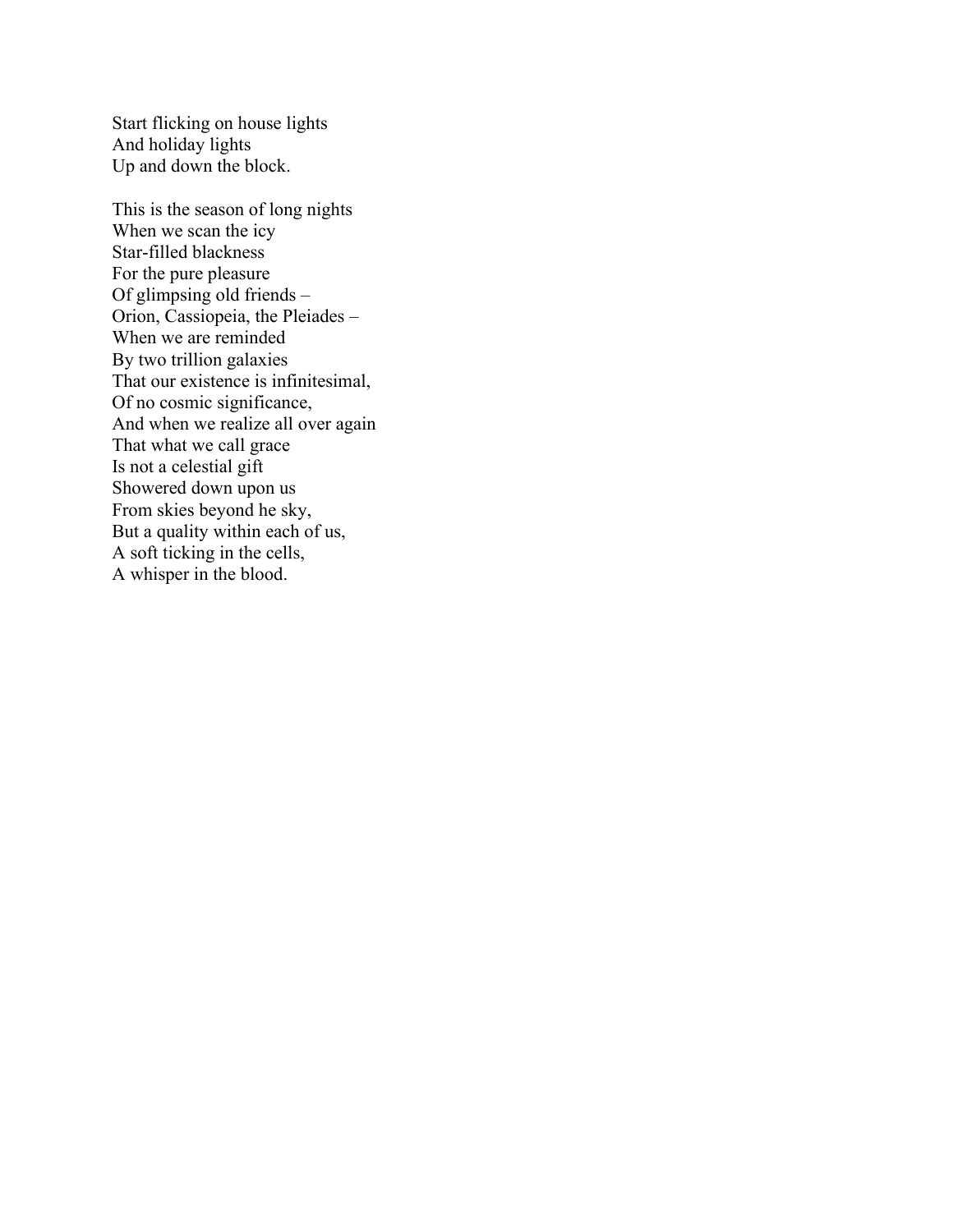Start flicking on house lights
And holiday lights
Up and down the block.

This is the season of long nights
When we scan the icy
Star-filled blackness
For the pure pleasure
Of glimpsing old friends –
Orion, Cassiopeia, the Pleiades –
When we are reminded
By two trillion galaxies
That our existence is infinitesimal,
Of no cosmic significance,
And when we realize all over again
That what we call grace
Is not a celestial gift
Showered down upon us
From skies beyond he sky,
But a quality within each of us,
A soft ticking in the cells,
A whisper in the blood.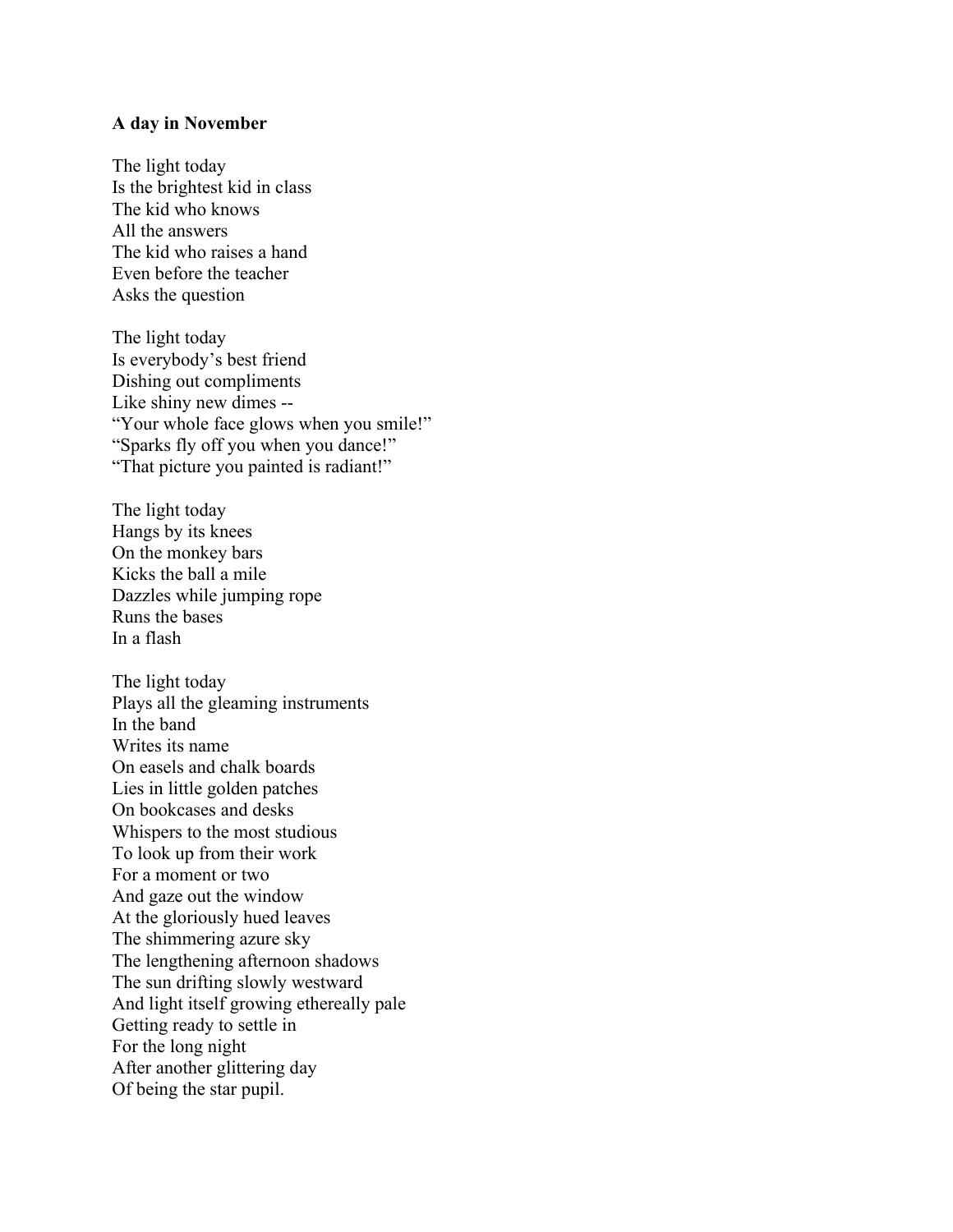**A day in November**

The light today  
Is the brightest kid in class  
The kid who knows  
All the answers  
The kid who raises a hand  
Even before the teacher  
Asks the question

The light today  
Is everybody's best friend  
Dishing out compliments  
Like shiny new dimes --  
"Your whole face glows when you smile!"  
"Sparks fly off you when you dance!"  
"That picture you painted is radiant!"

The light today  
Hangs by its knees  
On the monkey bars  
Kicks the ball a mile  
Dazzles while jumping rope  
Runs the bases  
In a flash

The light today  
Plays all the gleaming instruments  
In the band  
Writes its name  
On easels and chalk boards  
Lies in little golden patches  
On bookcases and desks  
Whispers to the most studious  
To look up from their work  
For a moment or two  
And gaze out the window  
At the gloriously hued leaves  
The shimmering azure sky  
The lengthening afternoon shadows  
The sun drifting slowly westward  
And light itself growing ethereally pale  
Getting ready to settle in  
For the long night  
After another glittering day  
Of being the star pupil.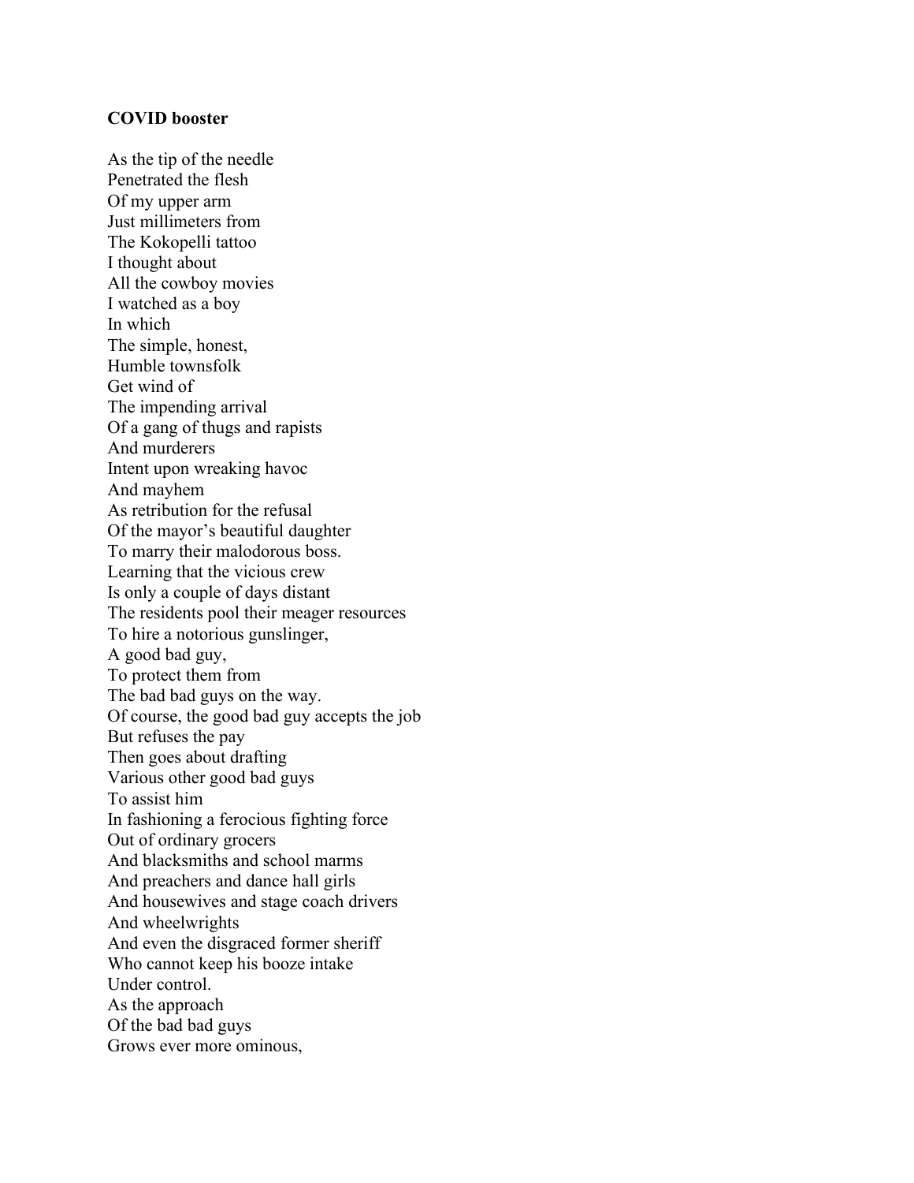**COVID booster**

As the tip of the needle  
Penetrated the flesh  
Of my upper arm  
Just millimeters from  
The Kokopelli tattoo  
I thought about  
All the cowboy movies  
I watched as a boy  
In which  
The simple, honest,  
Humble townsfolk  
Get wind of  
The impending arrival  
Of a gang of thugs and rapists  
And murderers  
Intent upon wreaking havoc  
And mayhem  
As retribution for the refusal  
Of the mayor's beautiful daughter  
To marry their malodorous boss.  
Learning that the vicious crew  
Is only a couple of days distant  
The residents pool their meager resources  
To hire a notorious gunslinger,  
A good bad guy,  
To protect them from  
The bad bad guys on the way.  
Of course, the good bad guy accepts the job  
But refuses the pay  
Then goes about drafting  
Various other good bad guys  
To assist him  
In fashioning a ferocious fighting force  
Out of ordinary grocers  
And blacksmiths and school marms  
And preachers and dance hall girls  
And housewives and stage coach drivers  
And wheelwrights  
And even the disgraced former sheriff  
Who cannot keep his booze intake  
Under control.  
As the approach  
Of the bad bad guys  
Grows ever more ominous,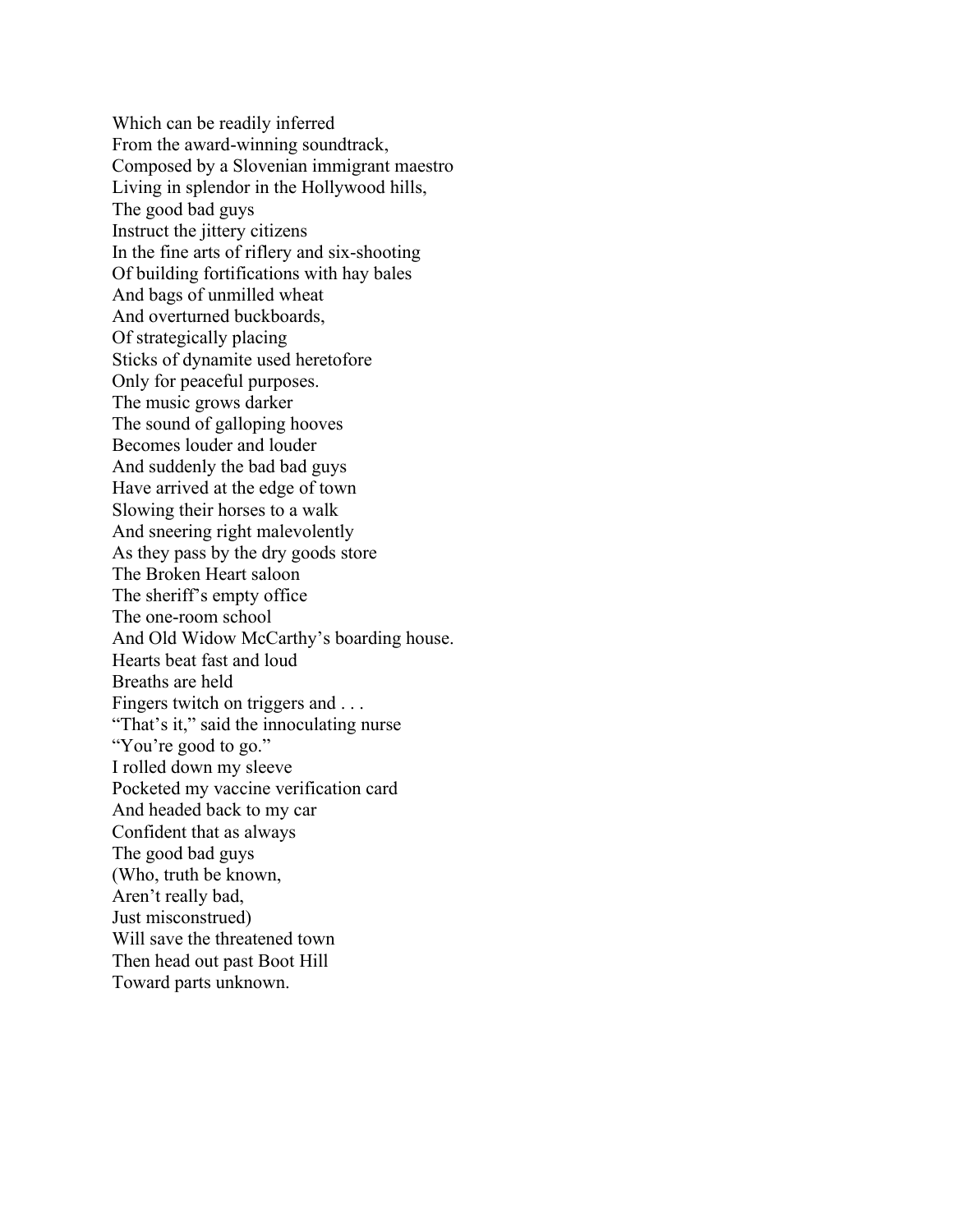Which can be readily inferred
From the award-winning soundtrack,
Composed by a Slovenian immigrant maestro
Living in splendor in the Hollywood hills,
The good bad guys
Instruct the jittery citizens
In the fine arts of riflery and six-shooting
Of building fortifications with hay bales
And bags of unmilled wheat
And overturned buckboards,
Of strategically placing
Sticks of dynamite used heretofore
Only for peaceful purposes.
The music grows darker
The sound of galloping hooves
Becomes louder and louder
And suddenly the bad bad guys
Have arrived at the edge of town
Slowing their horses to a walk
And sneering right malevolently
As they pass by the dry goods store
The Broken Heart saloon
The sheriff's empty office
The one-room school
And Old Widow McCarthy's boarding house.
Hearts beat fast and loud
Breaths are held
Fingers twitch on triggers and . . .
"That's it," said the innoculating nurse
"You're good to go."
I rolled down my sleeve
Pocketed my vaccine verification card
And headed back to my car
Confident that as always
The good bad guys
(Who, truth be known,
Aren't really bad,
Just misconstrued)
Will save the threatened town
Then head out past Boot Hill
Toward parts unknown.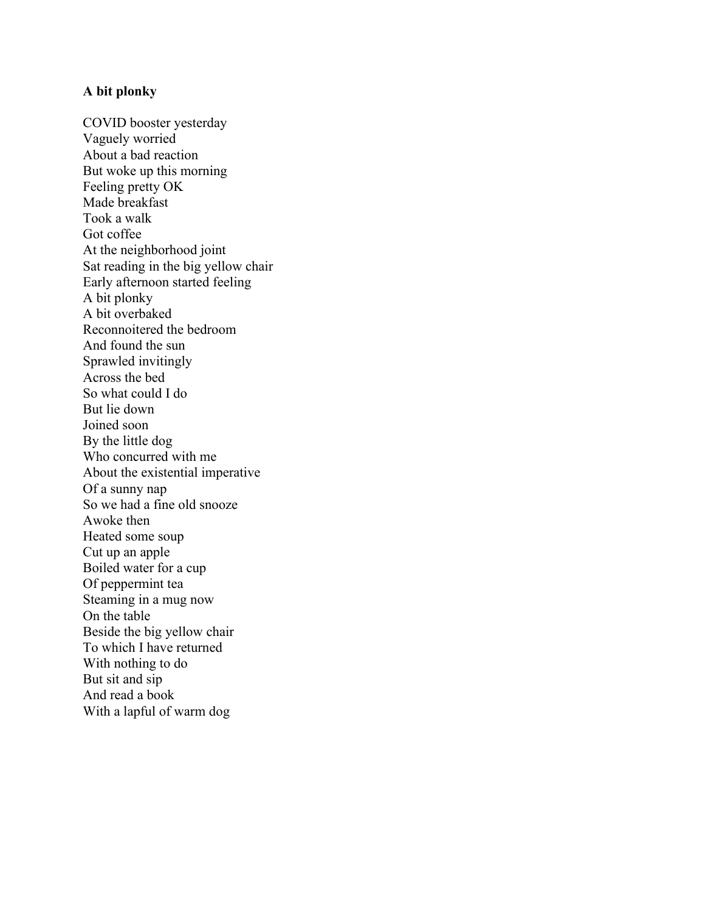**A bit plonky**

COVID booster yesterday  
Vaguely worried  
About a bad reaction  
But woke up this morning  
Feeling pretty OK  
Made breakfast  
Took a walk  
Got coffee  
At the neighborhood joint  
Sat reading in the big yellow chair  
Early afternoon started feeling  
A bit plonky  
A bit overbaked  
Reconnoitered the bedroom  
And found the sun  
Sprawled invitingly  
Across the bed  
So what could I do  
But lie down  
Joined soon  
By the little dog  
Who concurred with me  
About the existential imperative  
Of a sunny nap  
So we had a fine old snooze  
Awoke then  
Heated some soup  
Cut up an apple  
Boiled water for a cup  
Of peppermint tea  
Steaming in a mug now  
On the table  
Beside the big yellow chair  
To which I have returned  
With nothing to do  
But sit and sip  
And read a book  
With a lapful of warm dog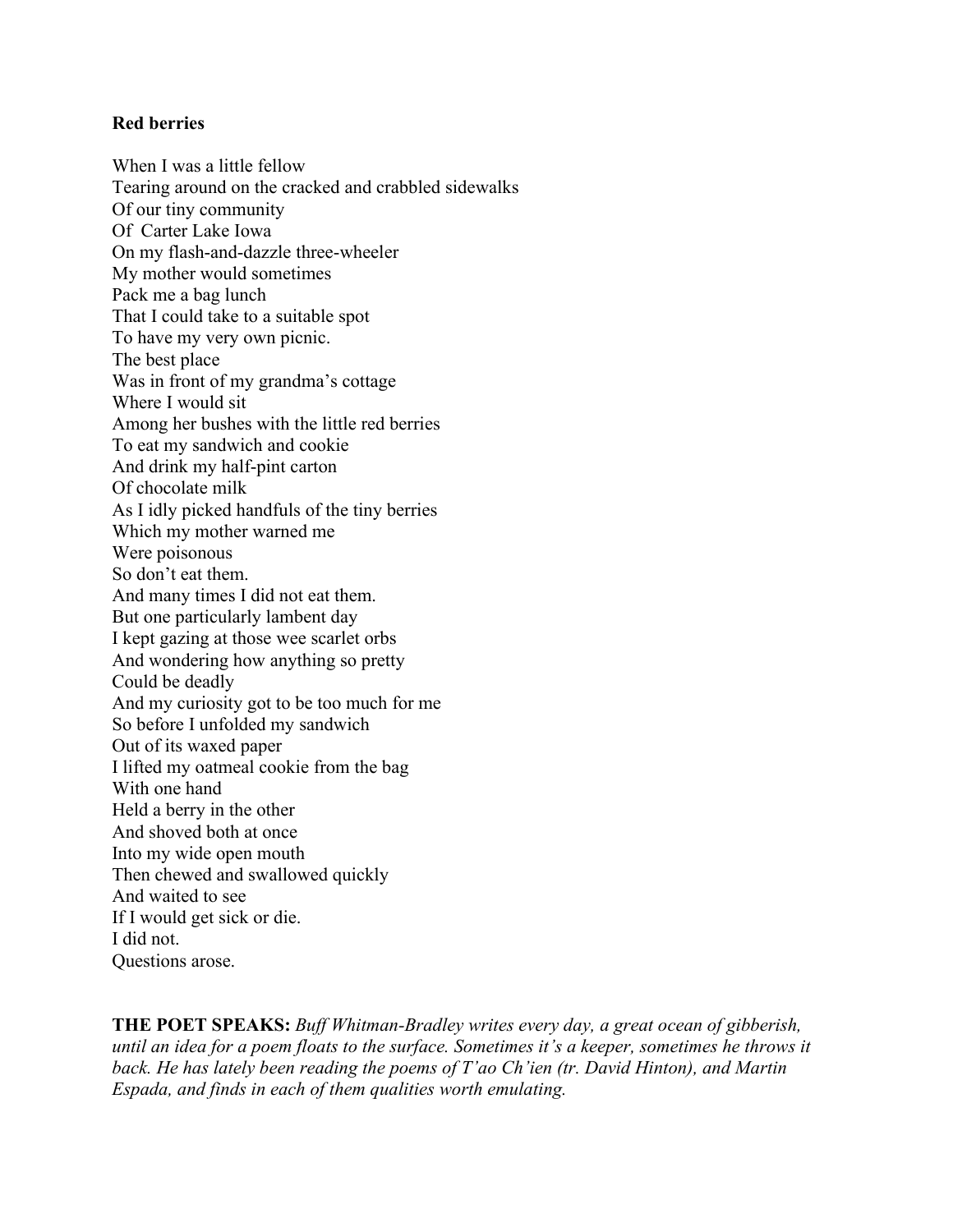**Red berries**

When I was a little fellow  
Tearing around on the cracked and crabbled sidewalks  
Of our tiny community  
Of Carter Lake Iowa  
On my flash-and-dazzle three-wheeler  
My mother would sometimes  
Pack me a bag lunch  
That I could take to a suitable spot  
To have my very own picnic.  
The best place  
Was in front of my grandma's cottage  
Where I would sit  
Among her bushes with the little red berries  
To eat my sandwich and cookie  
And drink my half-pint carton  
Of chocolate milk  
As I idly picked handfuls of the tiny berries  
Which my mother warned me  
Were poisonous  
So don't eat them.  
And many times I did not eat them.  
But one particularly lambent day  
I kept gazing at those wee scarlet orbs  
And wondering how anything so pretty  
Could be deadly  
And my curiosity got to be too much for me  
So before I unfolded my sandwich  
Out of its waxed paper  
I lifted my oatmeal cookie from the bag  
With one hand  
Held a berry in the other  
And shoved both at once  
Into my wide open mouth  
Then chewed and swallowed quickly  
And waited to see  
If I would get sick or die.  
I did not.  
Questions arose.

**THE POET SPEAKS:** *Buff Whitman-Bradley writes every day, a great ocean of gibberish, until an idea for a poem floats to the surface. Sometimes it's a keeper, sometimes he throws it back. He has lately been reading the poems of T'ao Ch'ien (tr. David Hinton), and Martin Espada, and finds in each of them qualities worth emulating.*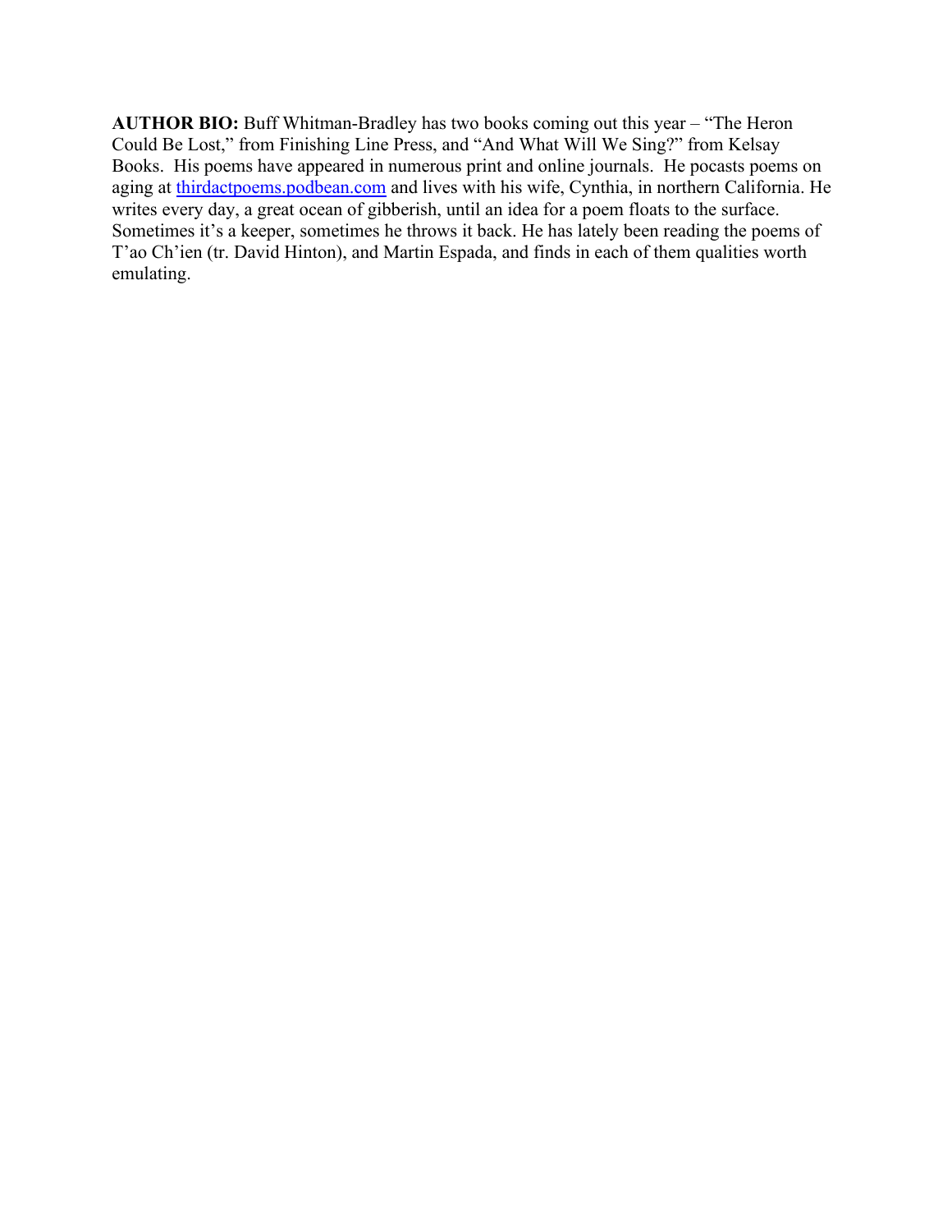**AUTHOR BIO:** Buff Whitman-Bradley has two books coming out this year – "The Heron Could Be Lost," from Finishing Line Press, and "And What Will We Sing?" from Kelsay Books. His poems have appeared in numerous print and online journals. He pocasts poems on aging at thirdactpoems.podbean.com and lives with his wife, Cynthia, in northern California. He writes every day, a great ocean of gibberish, until an idea for a poem floats to the surface. Sometimes it's a keeper, sometimes he throws it back. He has lately been reading the poems of T'ao Ch'ien (tr. David Hinton), and Martin Espada, and finds in each of them qualities worth emulating.